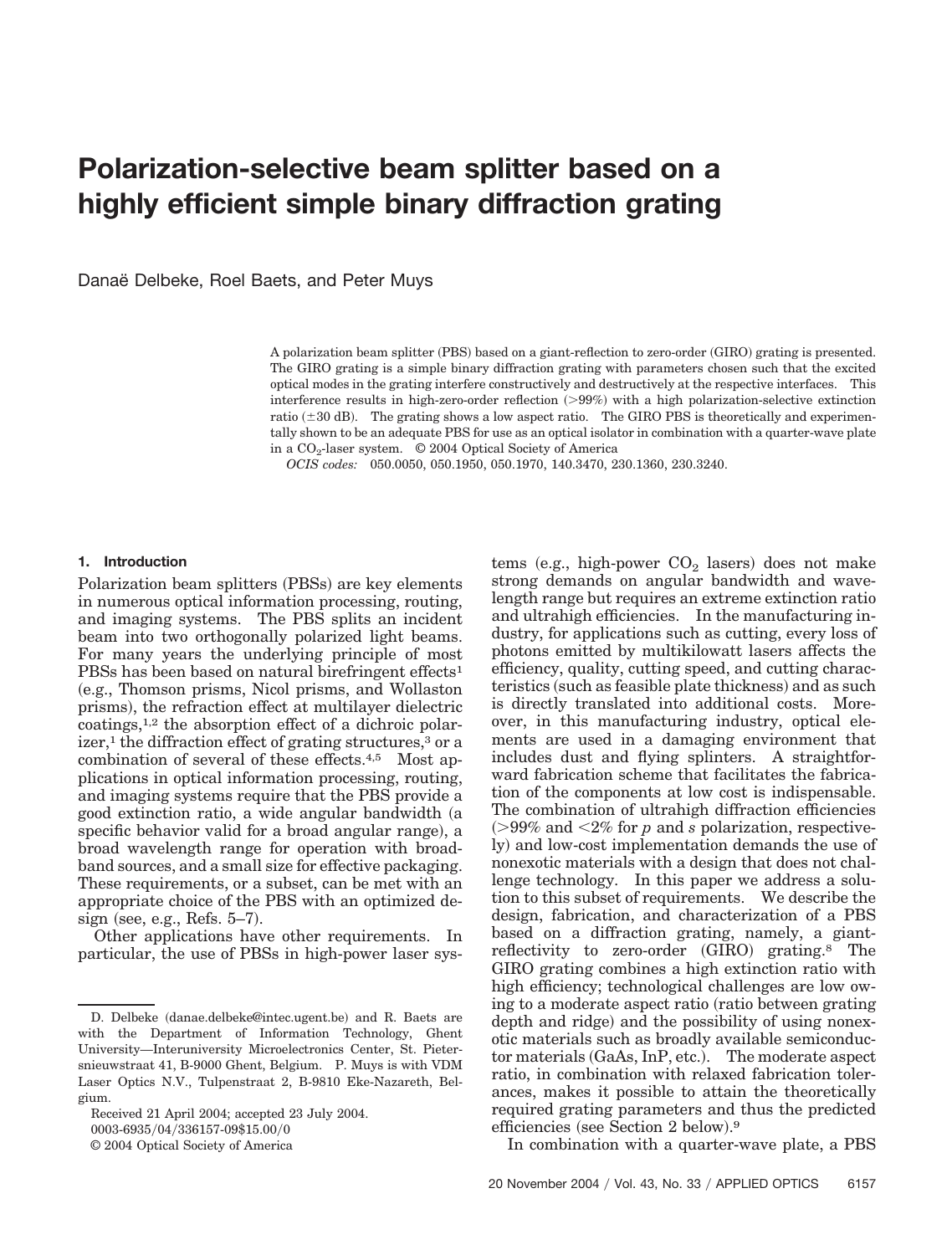# Polarization-selective beam splitter based on a highly efficient simple binary diffraction grating

Danaë Delbeke, Roel Baets, and Peter Muys

A polarization beam splitter (PBS) based on a giant-reflection to zero-order (GIRO) grating is presented. The GIRO grating is a simple binary diffraction grating with parameters chosen such that the excited optical modes in the grating interfere constructively and destructively at the respective interfaces. This interference results in high-zero-order reflection (>99%) with a high polarization-selective extinction ratio (±30 dB). The grating shows a low aspect ratio. The GIRO PBS is theoretically and experimentally shown to be an adequate PBS for use as an optical isolator in combination with a quarter-wave plate in a $CO_2$-laser system. © 2004 Optical Society of America

*OCIS codes:* 050.0050, 050.1950, 050.1970, 140.3470, 230.1360, 230.3240.

## 1. Introduction

Polarization beam splitters (PBSs) are key elements in numerous optical information processing, routing, and imaging systems. The PBS splits an incident beam into two orthogonally polarized light beams. For many years the underlying principle of most PBSs has been based on natural birefringent effects[1] (e.g., Thomson prisms, Nicol prisms, and Wollaston prisms), the refraction effect at multilayer dielectric coatings,[1,2] the absorption effect of a dichroic polarizer,[1] the diffraction effect of grating structures,[3] or a combination of several of these effects.[4,5] Most applications in optical information processing, routing, and imaging systems require that the PBS provide a good extinction ratio, a wide angular bandwidth (a specific behavior valid for a broad angular range), a broad wavelength range for operation with broadband sources, and a small size for effective packaging. These requirements, or a subset, can be met with an appropriate choice of the PBS with an optimized design (see, e.g., Refs. 5–7).

Other applications have other requirements. In particular, the use of PBSs in high-power laser systems (e.g., high-power $CO_2$ lasers) does not make strong demands on angular bandwidth and wavelength range but requires an extreme extinction ratio and ultrahigh efficiencies. In the manufacturing industry, for applications such as cutting, every loss of photons emitted by multikilowatt lasers affects the efficiency, quality, cutting speed, and cutting characteristics (such as feasible plate thickness) and as such is directly translated into additional costs. Moreover, in this manufacturing industry, optical elements are used in a damaging environment that includes dust and flying splinters. A straightforward fabrication scheme that facilitates the fabrication of the components at low cost is indispensable. The combination of ultrahigh diffraction efficiencies (>99% and <2% for *p* and *s* polarization, respectively) and low-cost implementation demands the use of nonexotic materials with a design that does not challenge technology. In this paper we address a solution to this subset of requirements. We describe the design, fabrication, and characterization of a PBS based on a diffraction grating, namely, a giant-reflectivity to zero-order (GIRO) grating.[8] The GIRO grating combines a high extinction ratio with high efficiency; technological challenges are low owing to a moderate aspect ratio (ratio between grating depth and ridge) and the possibility of using nonexotic materials such as broadly available semiconductor materials (GaAs, InP, etc.). The moderate aspect ratio, in combination with relaxed fabrication tolerances, makes it possible to attain the theoretically required grating parameters and thus the predicted efficiencies (see Section 2 below).[9]

In combination with a quarter-wave plate, a PBS

D. Delbeke (danae.delbeke@intec.ugent.be) and R. Baets are with the Department of Information Technology, Ghent University—Interuniversity Microelectronics Center, St. Pietersnieuwstraat 41, B-9000 Ghent, Belgium. P. Muys is with VDM Laser Optics N.V., Tulpenstraat 2, B-9810 Eke-Nazareth, Belgium.

Received 21 April 2004; accepted 23 July 2004.

0003-6935/04/336157-09$15.00/0

© 2004 Optical Society of America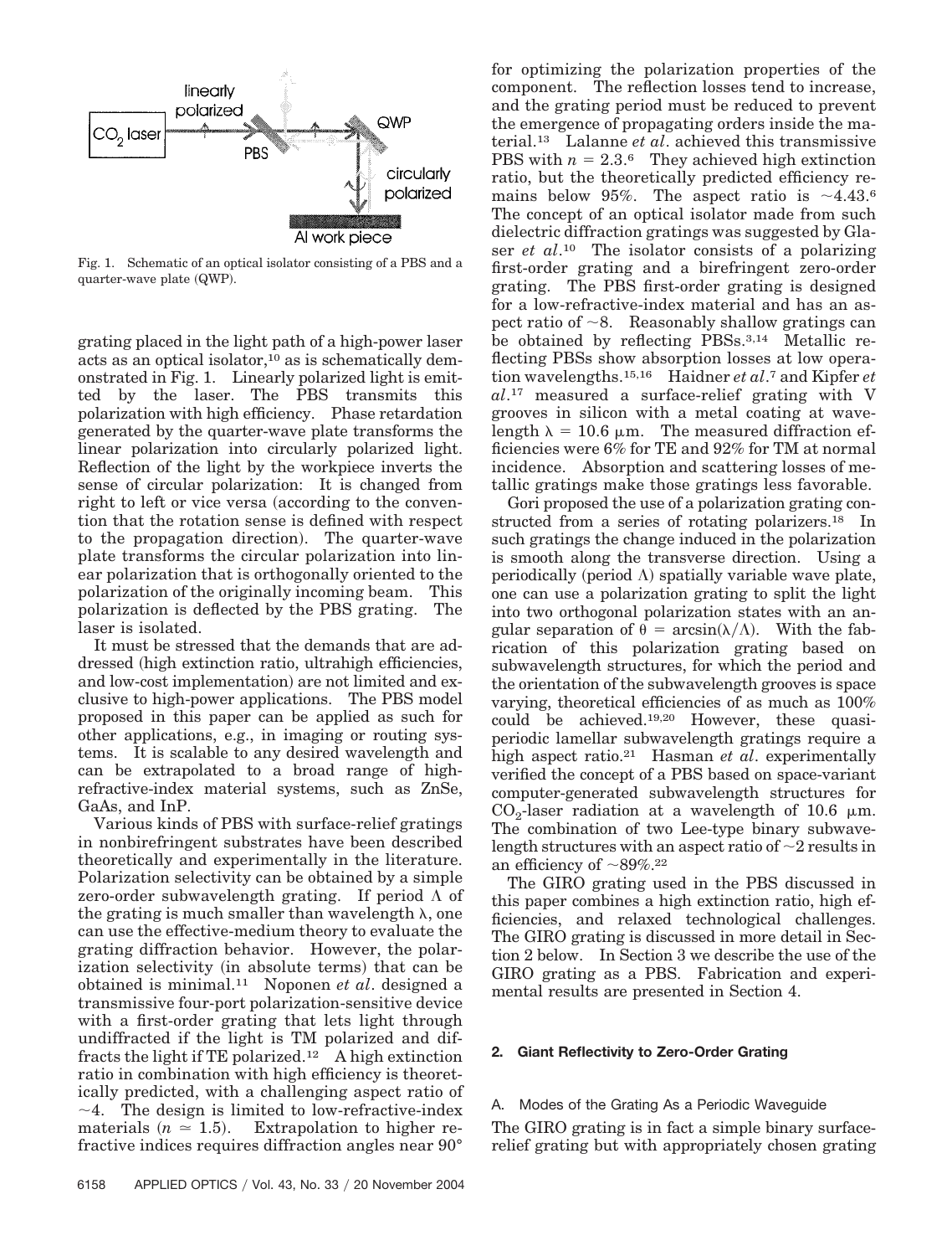Fig. 1. Schematic of an optical isolator consisting of a PBS and a quarter-wave plate (QWP).

grating placed in the light path of a high-power laser acts as an optical isolator,[10] as is schematically demonstrated in Fig. 1. Linearly polarized light is emitted by the laser. The PBS transmits this polarization with high efficiency. Phase retardation generated by the quarter-wave plate transforms the linear polarization into circularly polarized light. Reflection of the light by the workpiece inverts the sense of circular polarization: It is changed from right to left or vice versa (according to the convention that the rotation sense is defined with respect to the propagation direction). The quarter-wave plate transforms the circular polarization into linear polarization that is orthogonally oriented to the polarization of the originally incoming beam. This polarization is deflected by the PBS grating. The laser is isolated.

It must be stressed that the demands that are addressed (high extinction ratio, ultrahigh efficiencies, and low-cost implementation) are not limited and exclusive to high-power applications. The PBS model proposed in this paper can be applied as such for other applications, e.g., in imaging or routing systems. It is scalable to any desired wavelength and can be extrapolated to a broad range of high-refractive-index material systems, such as ZnSe, GaAs, and InP.

Various kinds of PBS with surface-relief gratings in nonbirefringent substrates have been described theoretically and experimentally in the literature. Polarization selectivity can be obtained by a simple zero-order subwavelength grating. If period $\Lambda$ of the grating is much smaller than wavelength $\lambda$, one can use the effective-medium theory to evaluate the grating diffraction behavior. However, the polarization selectivity (in absolute terms) that can be obtained is minimal.[11] Noponen *et al*. designed a transmissive four-port polarization-sensitive device with a first-order grating that lets light through undiffracted if the light is TM polarized and diffracts the light if TE polarized.[12] A high extinction ratio in combination with high efficiency is theoretically predicted, with a challenging aspect ratio of $\sim$4. The design is limited to low-refractive-index materials ($n \simeq 1.5$). Extrapolation to higher refractive indices requires diffraction angles near 90° for optimizing the polarization properties of the component. The reflection losses tend to increase, and the grating period must be reduced to prevent the emergence of propagating orders inside the material.[13] Lalanne *et al*. achieved this transmissive PBS with $n = 2.3$.[6] They achieved high extinction ratio, but the theoretically predicted efficiency remains below 95%. The aspect ratio is $\sim$4.43.[6] The concept of an optical isolator made from such dielectric diffraction gratings was suggested by Glaser *et al*.[10] The isolator consists of a polarizing first-order grating and a birefringent zero-order grating. The PBS first-order grating is designed for a low-refractive-index material and has an aspect ratio of $\sim$8. Reasonably shallow gratings can be obtained by reflecting PBSs.[3,14] Metallic reflecting PBSs show absorption losses at low operation wavelengths.[15,16] Haidner *et al*.[7] and Kipfer *et al*.[17] measured a surface-relief grating with V grooves in silicon with a metal coating at wavelength $\lambda = 10.6$ μm. The measured diffraction efficiencies were 6% for TE and 92% for TM at normal incidence. Absorption and scattering losses of metallic gratings make those gratings less favorable.

Gori proposed the use of a polarization grating constructed from a series of rotating polarizers.[18] In such gratings the change induced in the polarization is smooth along the transverse direction. Using a periodically (period $\Lambda$) spatially variable wave plate, one can use a polarization grating to split the light into two orthogonal polarization states with an angular separation of $\theta = \arcsin(\lambda/\Lambda)$. With the fabrication of this polarization grating based on subwavelength structures, for which the period and the orientation of the subwavelength grooves is space varying, theoretical efficiencies of as much as 100% could be achieved.[19,20] However, these quasi-periodic lamellar subwavelength gratings require a high aspect ratio.[21] Hasman *et al*. experimentally verified the concept of a PBS based on space-variant computer-generated subwavelength structures for $CO_2$-laser radiation at a wavelength of 10.6 μm. The combination of two Lee-type binary subwavelength structures with an aspect ratio of $\sim$2 results in an efficiency of $\sim$89%.[22]

The GIRO grating used in the PBS discussed in this paper combines a high extinction ratio, high efficiencies, and relaxed technological challenges. The GIRO grating is discussed in more detail in Section 2 below. In Section 3 we describe the use of the GIRO grating as a PBS. Fabrication and experimental results are presented in Section 4.

## 2. Giant Reflectivity to Zero-Order Grating

### A. Modes of the Grating As a Periodic Waveguide

The GIRO grating is in fact a simple binary surface-relief grating but with appropriately chosen grating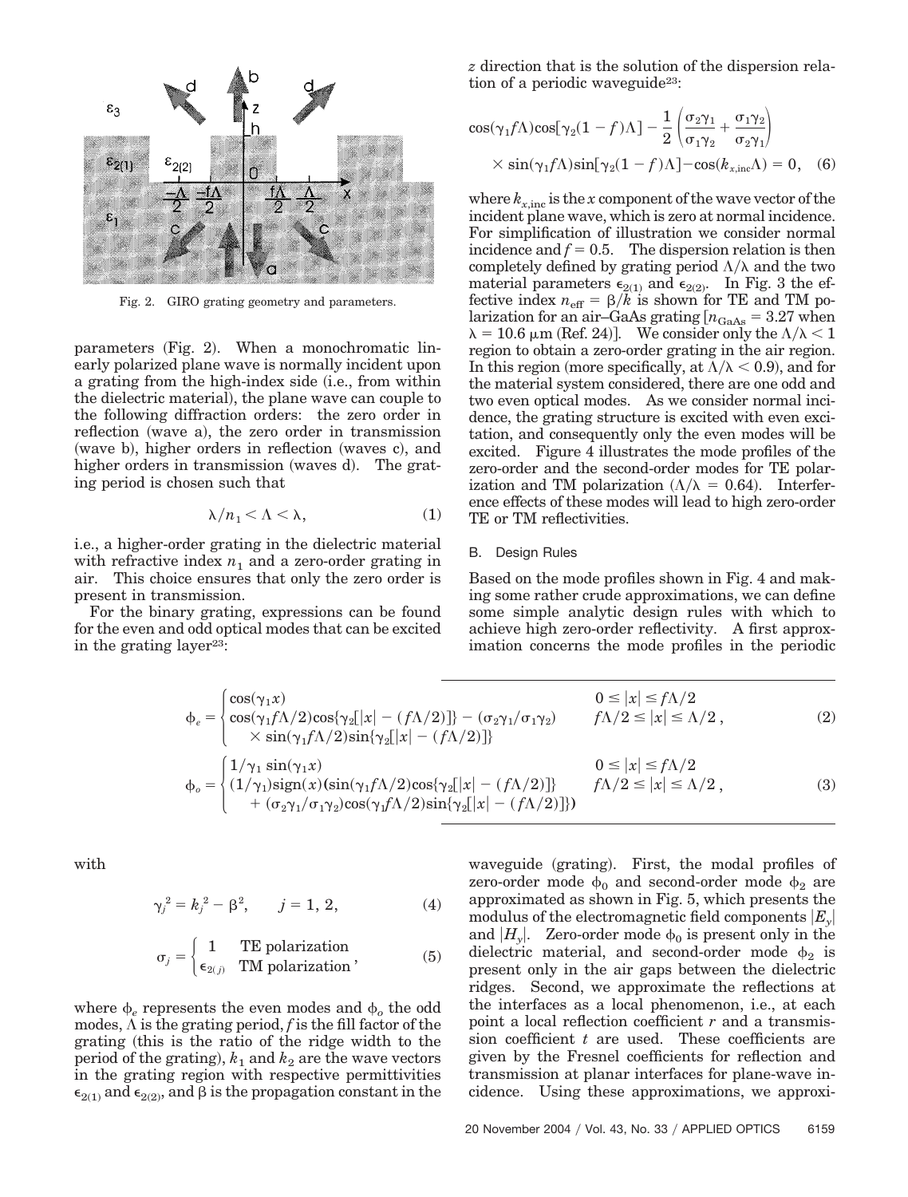Fig. 2. GIRO grating geometry and parameters.

parameters (Fig. 2). When a monochromatic linearly polarized plane wave is normally incident upon a grating from the high-index side (i.e., from within the dielectric material), the plane wave can couple to the following diffraction orders: the zero order in reflection (wave a), the zero order in transmission (wave b), higher orders in reflection (waves c), and higher orders in transmission (waves d). The grating period is chosen such that

$$\lambda/n_1 < \Lambda < \lambda, \tag{1}$$

i.e., a higher-order grating in the dielectric material with refractive index $n_1$ and a zero-order grating in air. This choice ensures that only the zero order is present in transmission.

For the binary grating, expressions can be found for the even and odd optical modes that can be excited in the grating layer[23]:

$$\phi_e = \begin{cases} \cos(\gamma_1 x) & 0 \le |x| \le f\Lambda/2 \\ \cos(\gamma_1 f\Lambda/2)\cos\{\gamma_2[|x| - (f\Lambda/2)]\} - (\sigma_2\gamma_1/\sigma_1\gamma_2) & f\Lambda/2 \le |x| \le \Lambda/2\,, \\ \quad \times \sin(\gamma_1 f\Lambda/2)\sin\{\gamma_2[|x| - (f\Lambda/2)]\} & \end{cases} \tag{2}$$

$$\phi_o = \begin{cases} 1/\gamma_1 \sin(\gamma_1 x) & 0 \le |x| \le f\Lambda/2 \\ (1/\gamma_1)\text{sign}(x)(\sin(\gamma_1 f\Lambda/2)\cos\{\gamma_2[|x| - (f\Lambda/2)]\} & f\Lambda/2 \le |x| \le \Lambda/2\,, \\ \quad + (\sigma_2\gamma_1/\sigma_1\gamma_2)\cos(\gamma_1 f\Lambda/2)\sin\{\gamma_2[|x| - (f\Lambda/2)]\}) & \end{cases} \tag{3}$$

with

$$\gamma_j^2 = k_j^2 - \beta^2, \qquad j = 1, 2, \tag{4}$$

$$\sigma_j = \begin{cases} 1 & \text{TE polarization} \\ \epsilon_{2(j)} & \text{TM polarization} \end{cases}, \tag{5}$$

where $\phi_e$ represents the even modes and $\phi_o$ the odd modes, $\Lambda$ is the grating period, $f$ is the fill factor of the grating (this is the ratio of the ridge width to the period of the grating), $k_1$ and $k_2$ are the wave vectors in the grating region with respective permittivities $\epsilon_{2(1)}$ and $\epsilon_{2(2)}$, and $\beta$ is the propagation constant in the $z$ direction that is the solution of the dispersion relation of a periodic waveguide[23]:

$$\cos(\gamma_1 f\Lambda)\cos[\gamma_2(1 - f)\Lambda] - \frac{1}{2}\left(\frac{\sigma_2\gamma_1}{\sigma_1\gamma_2} + \frac{\sigma_1\gamma_2}{\sigma_2\gamma_1}\right) \times \sin(\gamma_1 f\Lambda)\sin[\gamma_2(1 - f)\Lambda] - \cos(k_{x,\text{inc}}\Lambda) = 0, \tag{6}$$

where $k_{x,\text{inc}}$ is the $x$ component of the wave vector of the incident plane wave, which is zero at normal incidence. For simplification of illustration we consider normal incidence and $f = 0.5$. The dispersion relation is then completely defined by grating period $\Lambda/\lambda$ and the two material parameters $\epsilon_{2(1)}$ and $\epsilon_{2(2)}$. In Fig. 3 the effective index $n_{\text{eff}} = \beta/k$ is shown for TE and TM polarization for an air–GaAs grating [$n_{\text{GaAs}} = 3.27$ when $\lambda = 10.6\ \mu\text{m}$ (Ref. 24)]. We consider only the $\Lambda/\lambda < 1$ region to obtain a zero-order grating in the air region. In this region (more specifically, at $\Lambda/\lambda < 0.9$), and for the material system considered, there are one odd and two even optical modes. As we consider normal incidence, the grating structure is excited with even excitation, and consequently only the even modes will be excited. Figure 4 illustrates the mode profiles of the zero-order and the second-order modes for TE polarization and TM polarization ($\Lambda/\lambda = 0.64$). Interference effects of these modes will lead to high zero-order TE or TM reflectivities.

### B. Design Rules

Based on the mode profiles shown in Fig. 4 and making some rather crude approximations, we can define some simple analytic design rules with which to achieve high zero-order reflectivity. A first approximation concerns the mode profiles in the periodic waveguide (grating). First, the modal profiles of zero-order mode $\phi_0$ and second-order mode $\phi_2$ are approximated as shown in Fig. 5, which presents the modulus of the electromagnetic field components $|E_y|$ and $|H_y|$. Zero-order mode $\phi_0$ is present only in the dielectric material, and second-order mode $\phi_2$ is present only in the air gaps between the dielectric ridges. Second, we approximate the reflections at the interfaces as a local phenomenon, i.e., at each point a local reflection coefficient $r$ and a transmission coefficient $t$ are used. These coefficients are given by the Fresnel coefficients for reflection and transmission at planar interfaces for plane-wave incidence. Using these approximations, we approxi-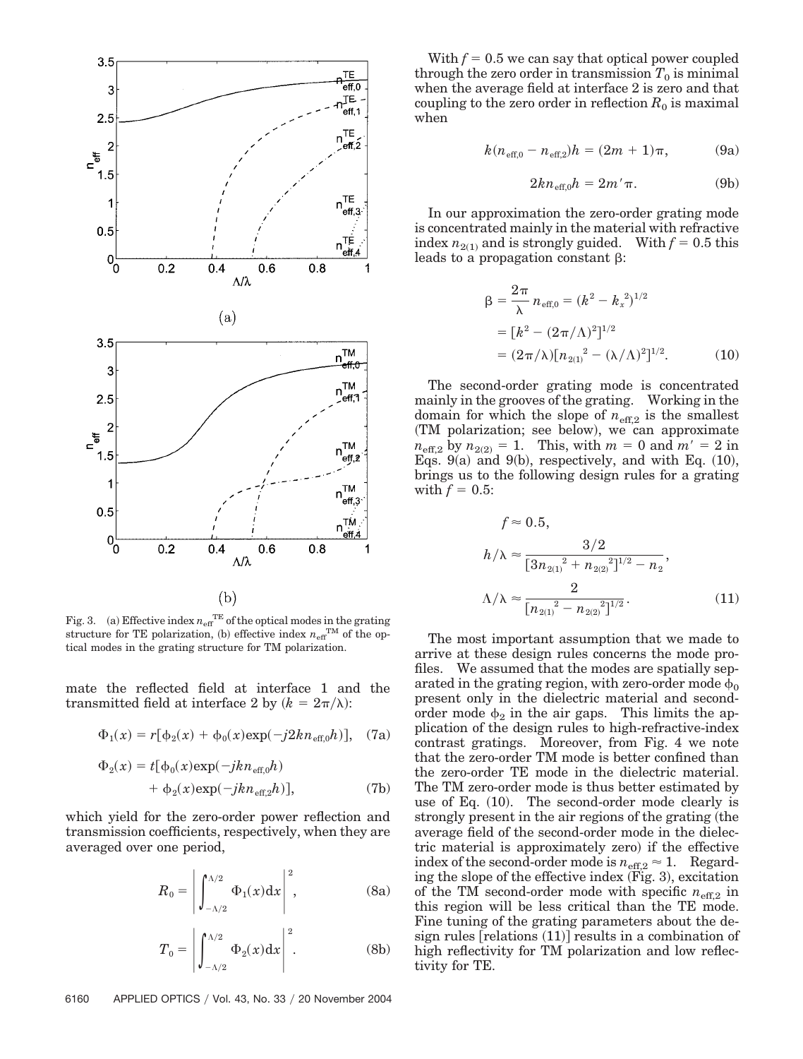Fig. 3. (a) Effective index $n_{\text{eff}}^{\text{TE}}$ of the optical modes in the grating structure for TE polarization, (b) effective index $n_{\text{eff}}^{\text{TM}}$ of the optical modes in the grating structure for TM polarization.

mate the reflected field at interface 1 and the transmitted field at interface 2 by ($k = 2\pi/\lambda$):

$$\Phi_1(x) = r[\phi_2(x) + \phi_0(x)\exp(-j2kn_{\text{eff},0}h)], \quad (7a)$$

$$\Phi_2(x) = t[\phi_0(x)\exp(-jkn_{\text{eff},0}h) + \phi_2(x)\exp(-jkn_{\text{eff},2}h)], \quad (7b)$$

which yield for the zero-order power reflection and transmission coefficients, respectively, when they are averaged over one period,

$$R_0 = \left| \int_{-\Lambda/2}^{\Lambda/2} \Phi_1(x)\mathrm{d}x \right|^2, \quad (8a)$$

$$T_0 = \left| \int_{-\Lambda/2}^{\Lambda/2} \Phi_2(x)\mathrm{d}x \right|^2. \quad (8b)$$

With $f = 0.5$ we can say that optical power coupled through the zero order in transmission $T_0$ is minimal when the average field at interface 2 is zero and that coupling to the zero order in reflection $R_0$ is maximal when

$$k(n_{\text{eff},0} - n_{\text{eff},2})h = (2m + 1)\pi, \quad (9a)$$

$$2kn_{\text{eff},0}h = 2m'\pi. \quad (9b)$$

In our approximation the zero-order grating mode is concentrated mainly in the material with refractive index $n_{2(1)}$ and is strongly guided. With $f = 0.5$ this leads to a propagation constant $\beta$:

$$\begin{aligned}\beta &= \frac{2\pi}{\lambda} n_{\text{eff},0} = (k^2 - k_x^{\,2})^{1/2} \\ &= [k^2 - (2\pi/\Lambda)^2]^{1/2} \\ &= (2\pi/\lambda)[n_{2(1)}^{\,2} - (\lambda/\Lambda)^2]^{1/2}. \end{aligned} \quad (10)$$

The second-order grating mode is concentrated mainly in the grooves of the grating. Working in the domain for which the slope of $n_{\text{eff},2}$ is the smallest (TM polarization; see below), we can approximate $n_{\text{eff},2}$ by $n_{2(2)} = 1$. This, with $m = 0$ and $m' = 2$ in Eqs. 9(a) and 9(b), respectively, and with Eq. (10), brings us to the following design rules for a grating with $f = 0.5$:

$$\begin{aligned} f &\approx 0.5, \\ h/\lambda &\approx \frac{3/2}{[3n_{2(1)}^{\,2} + n_{2(2)}^{\,2}]^{1/2} - n_2}, \\ \Lambda/\lambda &\approx \frac{2}{[n_{2(1)}^{\,2} - n_{2(2)}^{\,2}]^{1/2}}. \end{aligned} \quad (11)$$

The most important assumption that we made to arrive at these design rules concerns the mode profiles. We assumed that the modes are spatially separated in the grating region, with zero-order mode $\phi_0$ present only in the dielectric material and second-order mode $\phi_2$ in the air gaps. This limits the application of the design rules to high-refractive-index contrast gratings. Moreover, from Fig. 4 we note that the zero-order TM mode is better confined than the zero-order TE mode in the dielectric material. The TM zero-order mode is thus better estimated by use of Eq. (10). The second-order mode clearly is strongly present in the air regions of the grating (the average field of the second-order mode in the dielectric material is approximately zero) if the effective index of the second-order mode is $n_{\text{eff},2} \approx 1$. Regarding the slope of the effective index (Fig. 3), excitation of the TM second-order mode with specific $n_{\text{eff},2}$ in this region will be less critical than the TE mode. Fine tuning of the grating parameters about the design rules [relations (11)] results in a combination of high reflectivity for TM polarization and low reflectivity for TE.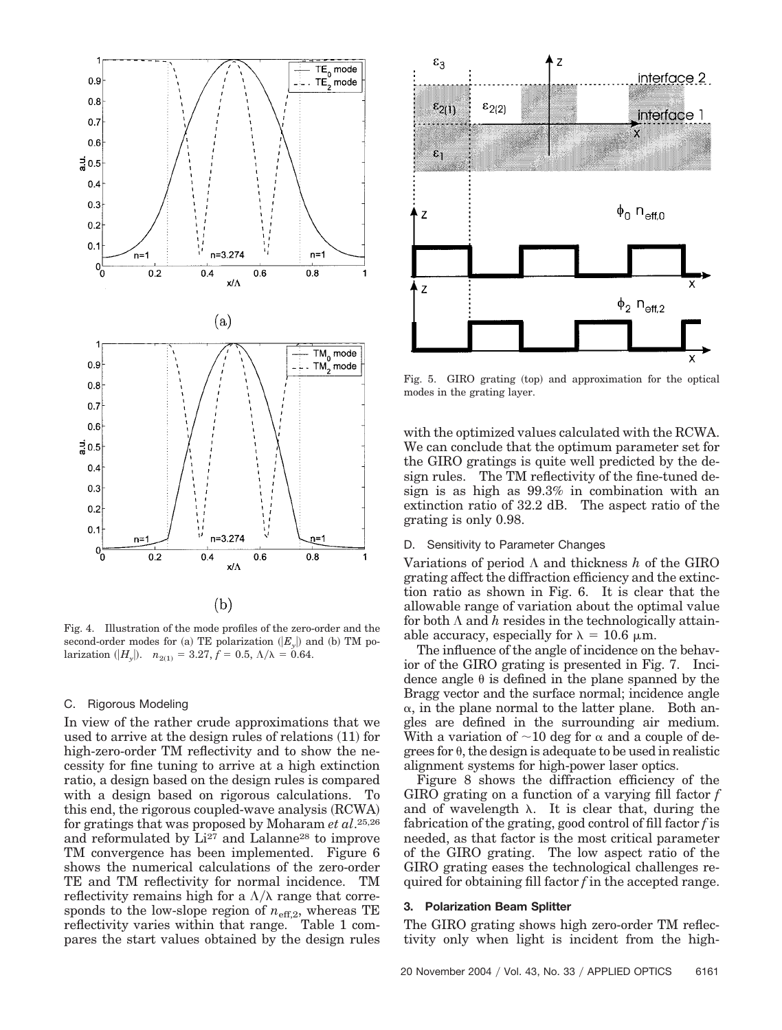Fig. 4. Illustration of the mode profiles of the zero-order and the second-order modes for (a) TE polarization ($|E_y|$) and (b) TM polarization ($|H_y|$). $n_{2(1)} = 3.27$, $f = 0.5$, $\Lambda/\lambda = 0.64$.

### C. Rigorous Modeling

In view of the rather crude approximations that we used to arrive at the design rules of relations (11) for high-zero-order TM reflectivity and to show the necessity for fine tuning to arrive at a high extinction ratio, a design based on the design rules is compared with a design based on rigorous calculations. To this end, the rigorous coupled-wave analysis (RCWA) for gratings that was proposed by Moharam *et al.*[25,26] and reformulated by Li[27] and Lalanne[28] to improve TM convergence has been implemented. Figure 6 shows the numerical calculations of the zero-order TE and TM reflectivity for normal incidence. TM reflectivity remains high for a $\Lambda/\lambda$ range that corresponds to the low-slope region of $n_{\text{eff},2}$, whereas TE reflectivity varies within that range. Table 1 compares the start values obtained by the design rules with the optimized values calculated with the RCWA. We can conclude that the optimum parameter set for the GIRO gratings is quite well predicted by the design rules. The TM reflectivity of the fine-tuned design is as high as 99.3% in combination with an extinction ratio of 32.2 dB. The aspect ratio of the grating is only 0.98.

Fig. 5. GIRO grating (top) and approximation for the optical modes in the grating layer.

### D. Sensitivity to Parameter Changes

Variations of period $\Lambda$ and thickness $h$ of the GIRO grating affect the diffraction efficiency and the extinction ratio as shown in Fig. 6. It is clear that the allowable range of variation about the optimal value for both $\Lambda$ and $h$ resides in the technologically attainable accuracy, especially for $\lambda = 10.6$ μm.

The influence of the angle of incidence on the behavior of the GIRO grating is presented in Fig. 7. Incidence angle $\theta$ is defined in the plane spanned by the Bragg vector and the surface normal; incidence angle $\alpha$, in the plane normal to the latter plane. Both angles are defined in the surrounding air medium. With a variation of ~10 deg for $\alpha$ and a couple of degrees for $\theta$, the design is adequate to be used in realistic alignment systems for high-power laser optics.

Figure 8 shows the diffraction efficiency of the GIRO grating on a function of a varying fill factor $f$ and of wavelength $\lambda$. It is clear that, during the fabrication of the grating, good control of fill factor $f$ is needed, as that factor is the most critical parameter of the GIRO grating. The low aspect ratio of the GIRO grating eases the technological challenges required for obtaining fill factor $f$ in the accepted range.

## 3. Polarization Beam Splitter

The GIRO grating shows high zero-order TM reflectivity only when light is incident from the high-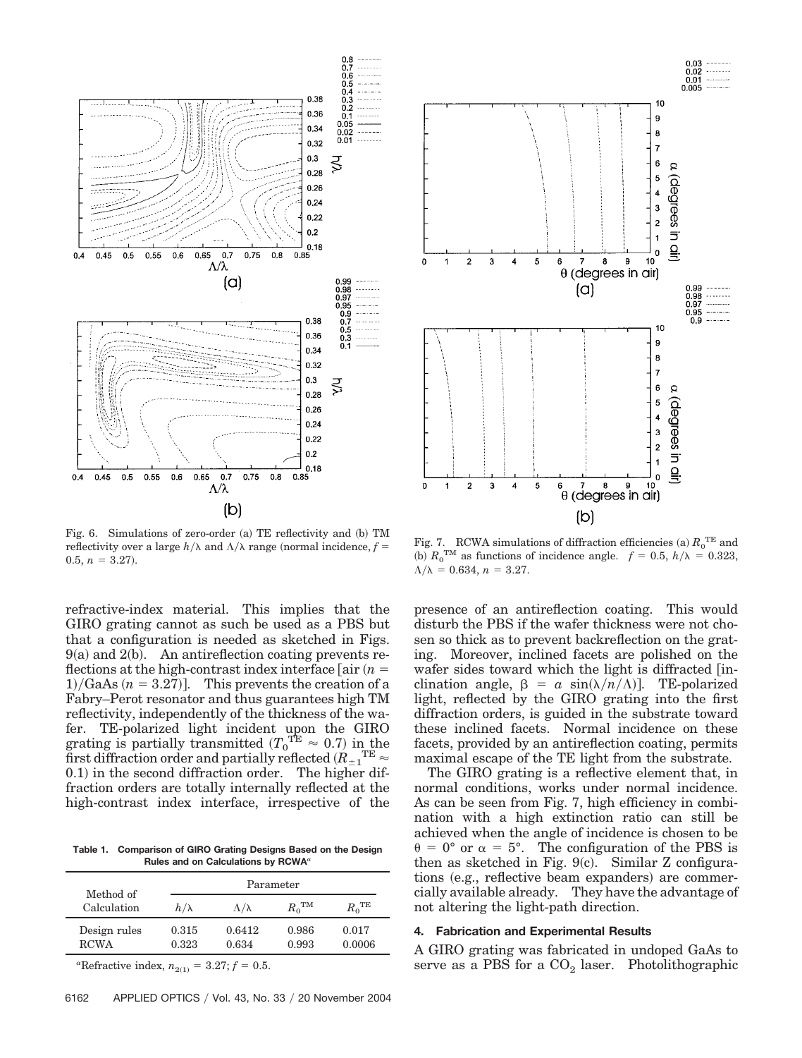Fig. 6. Simulations of zero-order (a) TE reflectivity and (b) TM reflectivity over a large $h/\lambda$ and $\Lambda/\lambda$ range (normal incidence, $f = 0.5$, $n = 3.27$).

Fig. 7. RCWA simulations of diffraction efficiencies (a) $R_0^{\mathrm{TE}}$ and (b) $R_0^{\mathrm{TM}}$ as functions of incidence angle. $f = 0.5$, $h/\lambda = 0.323$, $\Lambda/\lambda = 0.634$, $n = 3.27$.

refractive-index material. This implies that the GIRO grating cannot as such be used as a PBS but that a configuration is needed as sketched in Figs. 9(a) and 2(b). An antireflection coating prevents reflections at the high-contrast index interface [air ($n = 1$)/GaAs ($n = 3.27$)]. This prevents the creation of a Fabry–Perot resonator and thus guarantees high TM reflectivity, independently of the thickness of the wafer. TE-polarized light incident upon the GIRO grating is partially transmitted ($T_0^{\mathrm{TE}} \approx 0.7$) in the first diffraction order and partially reflected ($R_{\pm 1}^{\mathrm{TE}} \approx 0.1$) in the second diffraction order. The higher diffraction orders are totally internally reflected at the high-contrast index interface, irrespective of the presence of an antireflection coating. This would disturb the PBS if the wafer thickness were not chosen so thick as to prevent backreflection on the grating. Moreover, inclined facets are polished on the wafer sides toward which the light is diffracted [inclination angle, $\beta = a \sin(\lambda/n/\Lambda)$]. TE-polarized light, reflected by the GIRO grating into the first diffraction orders, is guided in the substrate toward these inclined facets. Normal incidence on these facets, provided by an antireflection coating, permits maximal escape of the TE light from the substrate.

**Table 1. Comparison of GIRO Grating Designs Based on the Design Rules and on Calculations by RCWA**[a]

| Method of Calculation | Parameter | | | |
|---|---|---|---|---|
| | $h/\lambda$ | $\Lambda/\lambda$ | $R_0^{\mathrm{TM}}$ | $R_0^{\mathrm{TE}}$ |
| Design rules | 0.315 | 0.6412 | 0.986 | 0.017 |
| RCWA | 0.323 | 0.634 | 0.993 | 0.0006 |

[a]Refractive index, $n_{2(1)} = 3.27$; $f = 0.5$.

The GIRO grating is a reflective element that, in normal conditions, works under normal incidence. As can be seen from Fig. 7, high efficiency in combination with a high extinction ratio can still be achieved when the angle of incidence is chosen to be $\theta = 0°$ or $\alpha = 5°$. The configuration of the PBS is then as sketched in Fig. 9(c). Similar Z configurations (e.g., reflective beam expanders) are commercially available already. They have the advantage of not altering the light-path direction.

## 4. Fabrication and Experimental Results

A GIRO grating was fabricated in undoped GaAs to serve as a PBS for a $CO_2$ laser. Photolithographic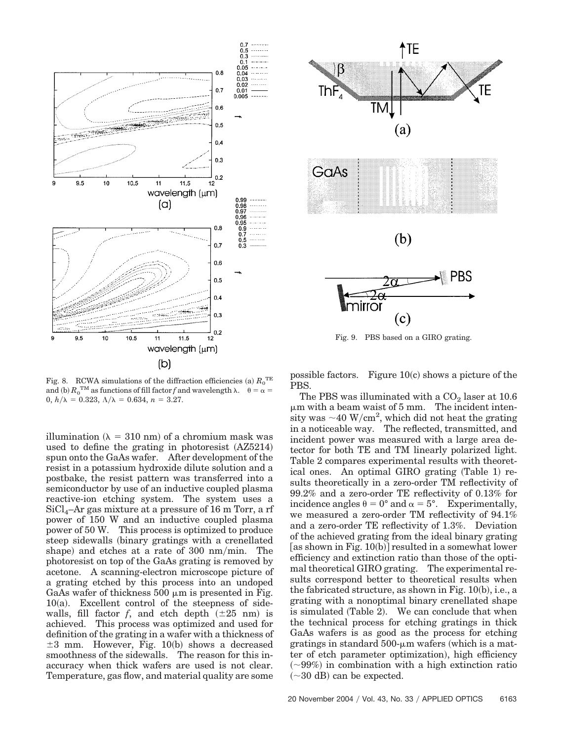Fig. 8. RCWA simulations of the diffraction efficiencies (a) $R_0^{TE}$ and (b) $R_0^{TM}$ as functions of fill factor $f$ and wavelength $\lambda$. $\theta = \alpha = 0$, $h/\lambda = 0.323$, $\Lambda/\lambda = 0.634$, $n = 3.27$.

Fig. 9. PBS based on a GIRO grating.

illumination ($\lambda = 310$ nm) of a chromium mask was used to define the grating in photoresist (AZ5214) spun onto the GaAs wafer. After development of the resist in a potassium hydroxide dilute solution and a postbake, the resist pattern was transferred into a semiconductor by use of an inductive coupled plasma reactive-ion etching system. The system uses a $SiCl_4$–Ar gas mixture at a pressure of 16 m Torr, a rf power of 150 W and an inductive coupled plasma power of 50 W. This process is optimized to produce steep sidewalls (binary gratings with a crenellated shape) and etches at a rate of 300 nm/min. The photoresist on top of the GaAs grating is removed by acetone. A scanning-electron microscope picture of a grating etched by this process into an undoped GaAs wafer of thickness 500 μm is presented in Fig. 10(a). Excellent control of the steepness of sidewalls, fill factor $f$, and etch depth (±25 nm) is achieved. This process was optimized and used for definition of the grating in a wafer with a thickness of ±3 mm. However, Fig. 10(b) shows a decreased smoothness of the sidewalls. The reason for this inaccuracy when thick wafers are used is not clear. Temperature, gas flow, and material quality are some possible factors. Figure 10(c) shows a picture of the PBS.

The PBS was illuminated with a $CO_2$ laser at 10.6 μm with a beam waist of 5 mm. The incident intensity was ~40 W/cm$^2$, which did not heat the grating in a noticeable way. The reflected, transmitted, and incident power was measured with a large area detector for both TE and TM linearly polarized light. Table 2 compares experimental results with theoretical ones. An optimal GIRO grating (Table 1) results theoretically in a zero-order TM reflectivity of 99.2% and a zero-order TE reflectivity of 0.13% for incidence angles $\theta = 0°$ and $\alpha = 5°$. Experimentally, we measured a zero-order TM reflectivity of 94.1% and a zero-order TE reflectivity of 1.3%. Deviation of the achieved grating from the ideal binary grating [as shown in Fig. 10(b)] resulted in a somewhat lower efficiency and extinction ratio than those of the optimal theoretical GIRO grating. The experimental results correspond better to theoretical results when the fabricated structure, as shown in Fig. 10(b), i.e., a grating with a nonoptimal binary crenellated shape is simulated (Table 2). We can conclude that when the technical process for etching gratings in thick GaAs wafers is as good as the process for etching gratings in standard 500-μm wafers (which is a matter of etch parameter optimization), high efficiency (~99%) in combination with a high extinction ratio (~30 dB) can be expected.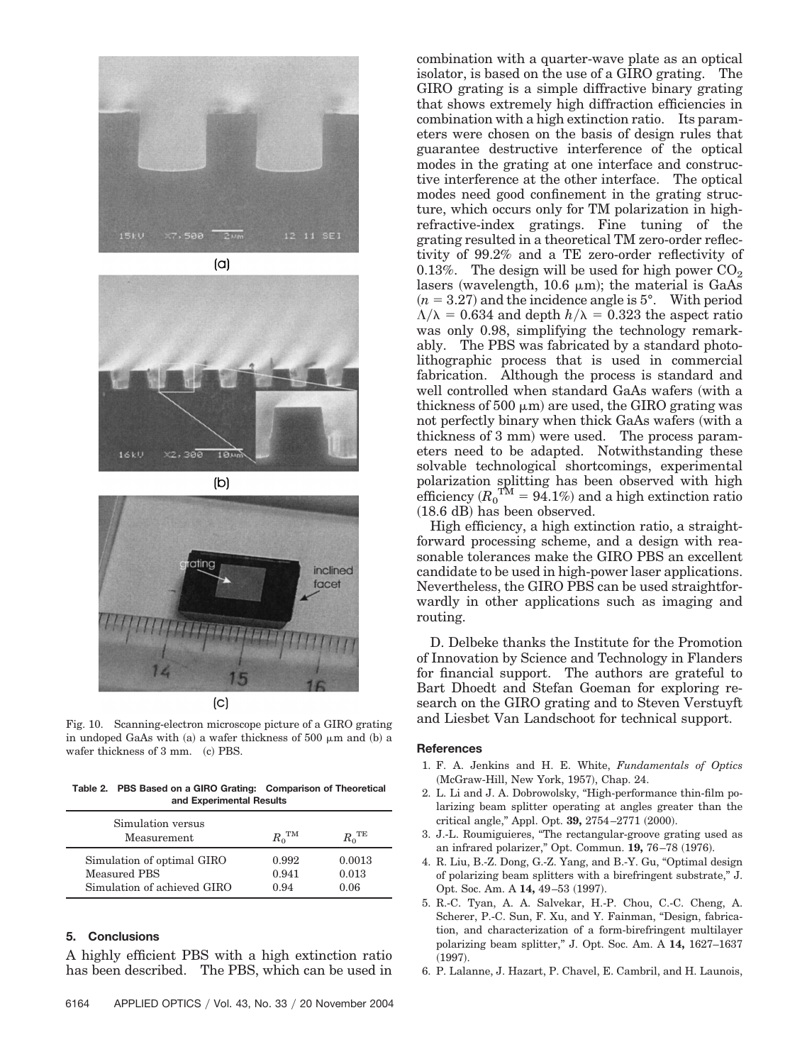Fig. 10. Scanning-electron microscope picture of a GIRO grating in undoped GaAs with (a) a wafer thickness of 500 μm and (b) a wafer thickness of 3 mm. (c) PBS.

**Table 2. PBS Based on a GIRO Grating: Comparison of Theoretical and Experimental Results**

| Simulation versus Measurement | $R_0^{\mathrm{TM}}$ | $R_0^{\mathrm{TE}}$ |
|---|---|---|
| Simulation of optimal GIRO | 0.992 | 0.0013 |
| Measured PBS | 0.941 | 0.013 |
| Simulation of achieved GIRO | 0.94 | 0.06 |

## 5. Conclusions

A highly efficient PBS with a high extinction ratio has been described. The PBS, which can be used in combination with a quarter-wave plate as an optical isolator, is based on the use of a GIRO grating. The GIRO grating is a simple diffractive binary grating that shows extremely high diffraction efficiencies in combination with a high extinction ratio. Its parameters were chosen on the basis of design rules that guarantee destructive interference of the optical modes in the grating at one interface and constructive interference at the other interface. The optical modes need good confinement in the grating structure, which occurs only for TM polarization in high-refractive-index gratings. Fine tuning of the grating resulted in a theoretical TM zero-order reflectivity of 99.2% and a TE zero-order reflectivity of 0.13%. The design will be used for high power $CO_2$ lasers (wavelength, 10.6 μm); the material is GaAs ($n = 3.27$) and the incidence angle is 5°. With period $\Lambda/\lambda = 0.634$ and depth $h/\lambda = 0.323$ the aspect ratio was only 0.98, simplifying the technology remarkably. The PBS was fabricated by a standard photolithographic process that is used in commercial fabrication. Although the process is standard and well controlled when standard GaAs wafers (with a thickness of 500 μm) are used, the GIRO grating was not perfectly binary when thick GaAs wafers (with a thickness of 3 mm) were used. The process parameters need to be adapted. Notwithstanding these solvable technological shortcomings, experimental polarization splitting has been observed with high efficiency ($R_0^{\mathrm{TM}} = 94.1\%$) and a high extinction ratio (18.6 dB) has been observed.

High efficiency, a high extinction ratio, a straightforward processing scheme, and a design with reasonable tolerances make the GIRO PBS an excellent candidate to be used in high-power laser applications. Nevertheless, the GIRO PBS can be used straightforwardly in other applications such as imaging and routing.

D. Delbeke thanks the Institute for the Promotion of Innovation by Science and Technology in Flanders for financial support. The authors are grateful to Bart Dhoedt and Stefan Goeman for exploring research on the GIRO grating and to Steven Verstuyft and Liesbet Van Landschoot for technical support.

### References

1. F. A. Jenkins and H. E. White, *Fundamentals of Optics* (McGraw-Hill, New York, 1957), Chap. 24.
2. L. Li and J. A. Dobrowolsky, "High-performance thin-film polarizing beam splitter operating at angles greater than the critical angle," Appl. Opt. **39,** 2754–2771 (2000).
3. J.-L. Roumiguieres, "The rectangular-groove grating used as an infrared polarizer," Opt. Commun. **19,** 76–78 (1976).
4. R. Liu, B.-Z. Dong, G.-Z. Yang, and B.-Y. Gu, "Optimal design of polarizing beam splitters with a birefringent substrate," J. Opt. Soc. Am. A **14,** 49–53 (1997).
5. R.-C. Tyan, A. A. Salvekar, H.-P. Chou, C.-C. Cheng, A. Scherer, P.-C. Sun, F. Xu, and Y. Fainman, "Design, fabrication, and characterization of a form-birefringent multilayer polarizing beam splitter," J. Opt. Soc. Am. A **14,** 1627–1637 (1997).
6. P. Lalanne, J. Hazart, P. Chavel, E. Cambril, and H. Launois,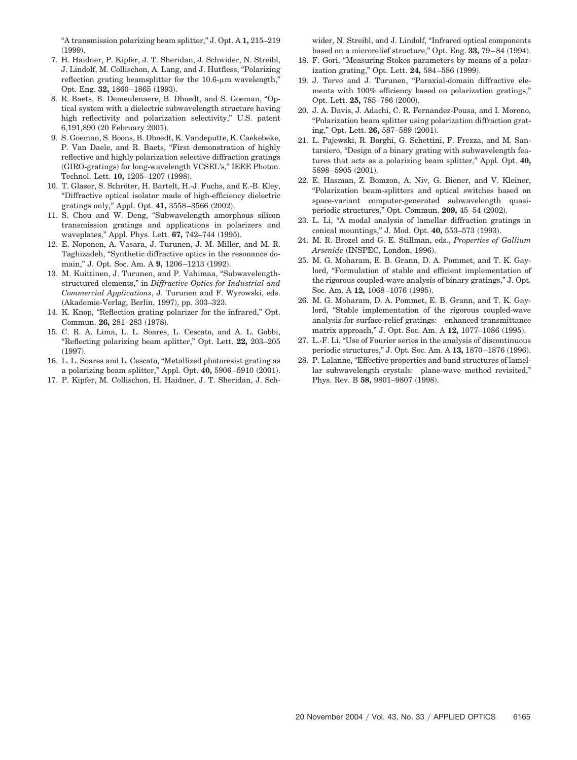"A transmission polarizing beam splitter," J. Opt. A **1,** 215–219 (1999).

7. H. Haidner, P. Kipfer, J. T. Sheridan, J. Schwider, N. Streibl, J. Lindolf, M. Collischon, A. Lang, and J. Hutfless, "Polarizing reflection grating beamsplitter for the 10.6-μm wavelength," Opt. Eng. **32,** 1860–1865 (1993).
8. R. Baets, B. Demeulenaere, B. Dhoedt, and S. Goeman, "Optical system with a dielectric subwavelength structure having high reflectivity and polarization selectivity," U.S. patent 6,191,890 (20 February 2001).
9. S. Goeman, S. Boons, B. Dhoedt, K. Vandeputte, K. Caekebeke, P. Van Daele, and R. Baets, "First demonstration of highly reflective and highly polarization selective diffraction gratings (GIRO-gratings) for long-wavelength VCSEL's," IEEE Photon. Technol. Lett. **10,** 1205–1207 (1998).
10. T. Glaser, S. Schröter, H. Bartelt, H.-J. Fuchs, and E.-B. Kley, "Diffractive optical isolator made of high-efficiency dielectric gratings only," Appl. Opt. **41,** 3558–3566 (2002).
11. S. Chou and W. Deng, "Subwavelength amorphous silicon transmission gratings and applications in polarizers and waveplates," Appl. Phys. Lett. **67,** 742–744 (1995).
12. E. Noponen, A. Vasara, J. Turunen, J. M. Miller, and M. R. Taghizadeh, "Synthetic diffractive optics in the resonance domain," J. Opt. Soc. Am. A **9,** 1206–1213 (1992).
13. M. Kuittinen, J. Turunen, and P. Vahimaa, "Subwavelength-structured elements," in *Diffractive Optics for Industrial and Commercial Applications*, J. Turunen and F. Wyrowski, eds. (Akademie-Verlag, Berlin, 1997), pp. 303–323.
14. K. Knop, "Reflection grating polarizer for the infrared," Opt. Commun. **26,** 281–283 (1978).
15. C. R. A. Lima, L. L. Soares, L. Cescato, and A. L. Gobbi, "Reflecting polarizing beam splitter," Opt. Lett. **22,** 203–205 (1997).
16. L. L. Soares and L. Cescato, "Metallized photoresist grating as a polarizing beam splitter," Appl. Opt. **40,** 5906–5910 (2001).
17. P. Kipfer, M. Collischon, H. Haidner, J. T. Sheridan, J. Schwider, N. Streibl, and J. Lindolf, "Infrared optical components based on a microrelief structure," Opt. Eng. **33,** 79–84 (1994).
18. F. Gori, "Measuring Stokes parameters by means of a polarization grating," Opt. Lett. **24,** 584–586 (1999).
19. J. Tervo and J. Turunen, "Paraxial-domain diffractive elements with 100% efficiency based on polarization gratings," Opt. Lett. **25,** 785–786 (2000).
20. J. A. Davis, J. Adachi, C. R. Fernandez-Pousa, and I. Moreno, "Polarization beam splitter using polarization diffraction grating," Opt. Lett. **26,** 587–589 (2001).
21. L. Pajewski, R. Borghi, G. Schettini, F. Frezza, and M. Santarsiero, "Design of a binary grating with subwavelength features that acts as a polarizing beam splitter," Appl. Opt. **40,** 5898–5905 (2001).
22. E. Hasman, Z. Bomzon, A. Niv, G. Biener, and V. Kleiner, "Polarization beam-splitters and optical switches based on space-variant computer-generated subwavelength quasi-periodic structures," Opt. Commun. **209,** 45–54 (2002).
23. L. Li, "A modal analysis of lamellar diffraction gratings in conical mountings," J. Mod. Opt. **40,** 553–573 (1993).
24. M. R. Brozel and G. E. Stillman, eds., *Properties of Gallium Arsenide* (INSPEC, London, 1996).
25. M. G. Moharam, E. B. Grann, D. A. Pommet, and T. K. Gaylord, "Formulation of stable and efficient implementation of the rigorous coupled-wave analysis of binary gratings," J. Opt. Soc. Am. A **12,** 1068–1076 (1995).
26. M. G. Moharam, D. A. Pommet, E. B. Grann, and T. K. Gaylord, "Stable implementation of the rigorous coupled-wave analysis for surface-relief gratings: enhanced transmittance matrix approach," J. Opt. Soc. Am. A **12,** 1077–1086 (1995).
27. L.-F. Li, "Use of Fourier series in the analysis of discontinuous periodic structures," J. Opt. Soc. Am. A **13,** 1870–1876 (1996).
28. P. Lalanne, "Effective properties and band structures of lamellar subwavelength crystals: plane-wave method revisited," Phys. Rev. B **58,** 9801–9807 (1998).